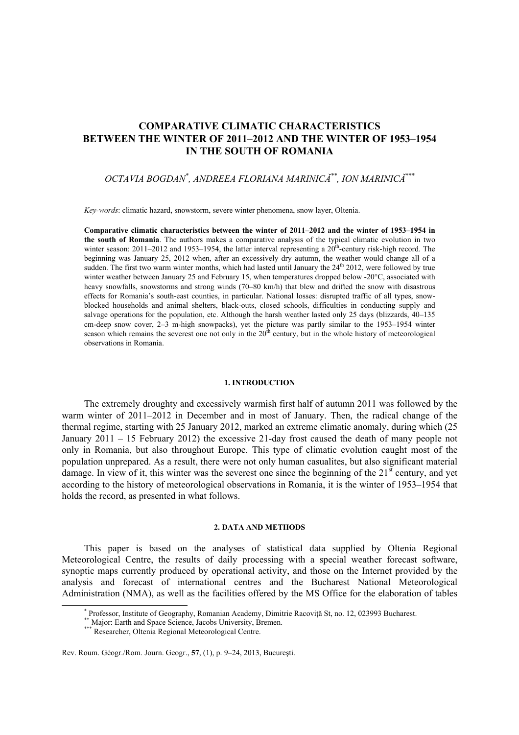# COMPARATIVE CLIMATIC CHARACTERISTICS BETWEEN THE WINTER OF 2011–2012 AND THE WINTER OF 1953–1954 IN THE SOUTH OF ROMANIA

*OCTAVIA BOGDAN*[*]*, ANDREEA FLORIANA MARINICĂ*[**]*, ION MARINICĂ*[***]

*Key-words*: climatic hazard, snowstorm, severe winter phenomena, snow layer, Oltenia.

**Comparative climatic characteristics between the winter of 2011–2012 and the winter of 1953–1954 in the south of Romania**. The authors makes a comparative analysis of the typical climatic evolution in two winter season: 2011–2012 and 1953–1954, the latter interval representing a 20th-century risk-high record. The beginning was January 25, 2012 when, after an excessively dry autumn, the weather would change all of a sudden. The first two warm winter months, which had lasted until January the 24th 2012, were followed by true winter weather between January 25 and February 15, when temperatures dropped below -20°C, associated with heavy snowfalls, snowstorms and strong winds (70–80 km/h) that blew and drifted the snow with disastrous effects for Romania's south-east counties, in particular. National losses: disrupted traffic of all types, snow-blocked households and animal shelters, black-outs, closed schools, difficulties in conducting supply and salvage operations for the population, etc. Although the harsh weather lasted only 25 days (blizzards, 40–135 cm-deep snow cover, 2–3 m-high snowpacks), yet the picture was partly similar to the 1953–1954 winter season which remains the severest one not only in the 20th century, but in the whole history of meteorological observations in Romania.

## 1. INTRODUCTION

The extremely droughty and excessively warmish first half of autumn 2011 was followed by the warm winter of 2011–2012 in December and in most of January. Then, the radical change of the thermal regime, starting with 25 January 2012, marked an extreme climatic anomaly, during which (25 January 2011 – 15 February 2012) the excessive 21-day frost caused the death of many people not only in Romania, but also throughout Europe. This type of climatic evolution caught most of the population unprepared. As a result, there were not only human casualites, but also significant material damage. In view of it, this winter was the severest one since the beginning of the 21st century, and yet according to the history of meteorological observations in Romania, it is the winter of 1953–1954 that holds the record, as presented in what follows.

## 2. DATA AND METHODS

This paper is based on the analyses of statistical data supplied by Oltenia Regional Meteorological Centre, the results of daily processing with a special weather forecast software, synoptic maps currently produced by operational activity, and those on the Internet provided by the analysis and forecast of international centres and the Bucharest National Meteorological Administration (NMA), as well as the facilities offered by the MS Office for the elaboration of tables

[*] Professor, Institute of Geography, Romanian Academy, Dimitrie Racoviţă St, no. 12, 023993 Bucharest.

[**] Major: Earth and Space Science, Jacobs University, Bremen.

[***] Researcher, Oltenia Regional Meteorological Centre.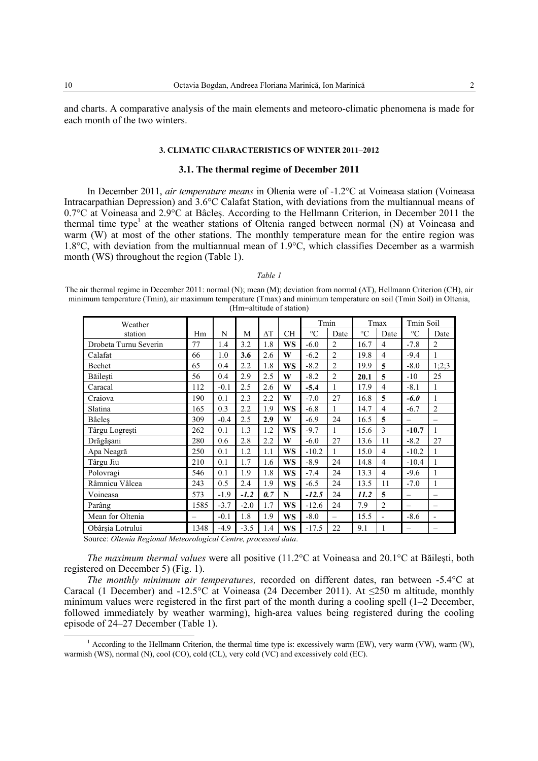and charts. A comparative analysis of the main elements and meteoro-climatic phenomena is made for each month of the two winters.

## 3. CLIMATIC CHARACTERISTICS OF WINTER 2011–2012

### 3.1. The thermal regime of December 2011

In December 2011, *air temperature means* in Oltenia were of -1.2°C at Voineasa station (Voineasa Intracarpathian Depression) and 3.6°C Calafat Station, with deviations from the multiannual means of 0.7°C at Voineasa and 2.9°C at Bâcleş. According to the Hellmann Criterion, in December 2011 the thermal time type[1] at the weather stations of Oltenia ranged between normal (N) at Voineasa and warm (W) at most of the other stations. The monthly temperature mean for the entire region was 1.8°C, with deviation from the multiannual mean of 1.9°C, which classifies December as a warmish month (WS) throughout the region (Table 1).

*Table 1*

The air thermal regime in December 2011: normal (N); mean (M); deviation from normal (ΔT), Hellmann Criterion (CH), air minimum temperature (Tmin), air maximum temperature (Tmax) and minimum temperature on soil (Tmin Soil) in Oltenia, (Hm=altitude of station)

| Weather station | Hm | N | M | ΔT | CH | Tmin | | Tmax | | Tmin Soil | |
|---|---|---|---|---|---|---|---|---|---|---|---|
| | | | | | | °C | Date | °C | Date | °C | Date |
| Drobeta Turnu Severin | 77 | 1.4 | 3.2 | 1.8 | **WS** | -6.0 | 2 | 16.7 | 4 | -7.8 | 2 |
| Calafat | 66 | 1.0 | **3.6** | 2.6 | **W** | -6.2 | 2 | 19.8 | 4 | -9.4 | 1 |
| Bechet | 65 | 0.4 | 2.2 | 1.8 | **WS** | -8.2 | 2 | 19.9 | **5** | -8.0 | 1;2;3 |
| Băileşti | 56 | 0.4 | 2.9 | 2.5 | **W** | -8.2 | 2 | **20.1** | **5** | -10 | 25 |
| Caracal | 112 | -0.1 | 2.5 | 2.6 | **W** | **-5.4** | 1 | 17.9 | 4 | -8.1 | 1 |
| Craiova | 190 | 0.1 | 2.3 | 2.2 | **W** | -7.0 | 27 | 16.8 | **5** | ***-6.0*** | 1 |
| Slatina | 165 | 0.3 | 2.2 | 1.9 | **WS** | -6.8 | 1 | 14.7 | 4 | -6.7 | 2 |
| Bâcleş | 309 | -0.4 | 2.5 | **2.9** | **W** | -6.9 | 24 | 16.5 | **5** | – | – |
| Târgu Logreşti | 262 | 0.1 | 1.3 | 1.2 | **WS** | -9.7 | 1 | 15.6 | 3 | **-10.7** | 1 |
| Drăgăşani | 280 | 0.6 | 2.8 | 2.2 | **W** | -6.0 | 27 | 13.6 | 11 | -8.2 | 27 |
| Apa Neagră | 250 | 0.1 | 1.2 | 1.1 | **WS** | -10.2 | 1 | 15.0 | 4 | -10.2 | 1 |
| Târgu Jiu | 210 | 0.1 | 1.7 | 1.6 | **WS** | -8.9 | 24 | 14.8 | 4 | -10.4 | 1 |
| Polovragi | 546 | 0.1 | 1.9 | 1.8 | **WS** | -7.4 | 24 | 13.3 | 4 | -9.6 | 1 |
| Râmnicu Vâlcea | 243 | 0.5 | 2.4 | 1.9 | **WS** | -6.5 | 24 | 13.5 | 11 | -7.0 | 1 |
| Voineasa | 573 | -1.9 | ***-1.2*** | ***0.7*** | **N** | ***-12.5*** | 24 | ***11.2*** | **5** | – | – |
| Parâng | 1585 | -3.7 | -2.0 | 1.7 | **WS** | -12.6 | 24 | 7.9 | 2 | – | – |
| Mean for Oltenia | – | -0.1 | 1.8 | 1.9 | **WS** | -8.0 | – | 15.5 | - | -8.6 | - |
| Obârşia Lotrului | 1348 | -4.9 | -3.5 | 1.4 | **WS** | -17.5 | 22 | 9.1 | 1 | – | – |

Source: *Oltenia Regional Meteorological Centre, processed data.*

*The maximum thermal values* were all positive (11.2°C at Voineasa and 20.1°C at Băileşti, both registered on December 5) (Fig. 1).

*The monthly minimum air temperatures,* recorded on different dates, ran between -5.4°C at Caracal (1 December) and -12.5°C at Voineasa (24 December 2011). At ≤250 m altitude, monthly minimum values were registered in the first part of the month during a cooling spell (1–2 December, followed immediately by weather warming), high-area values being registered during the cooling episode of 24–27 December (Table 1).

[1] According to the Hellmann Criterion, the thermal time type is: excessively warm (EW), very warm (VW), warm (W), warmish (WS), normal (N), cool (CO), cold (CL), very cold (VC) and excessively cold (EC).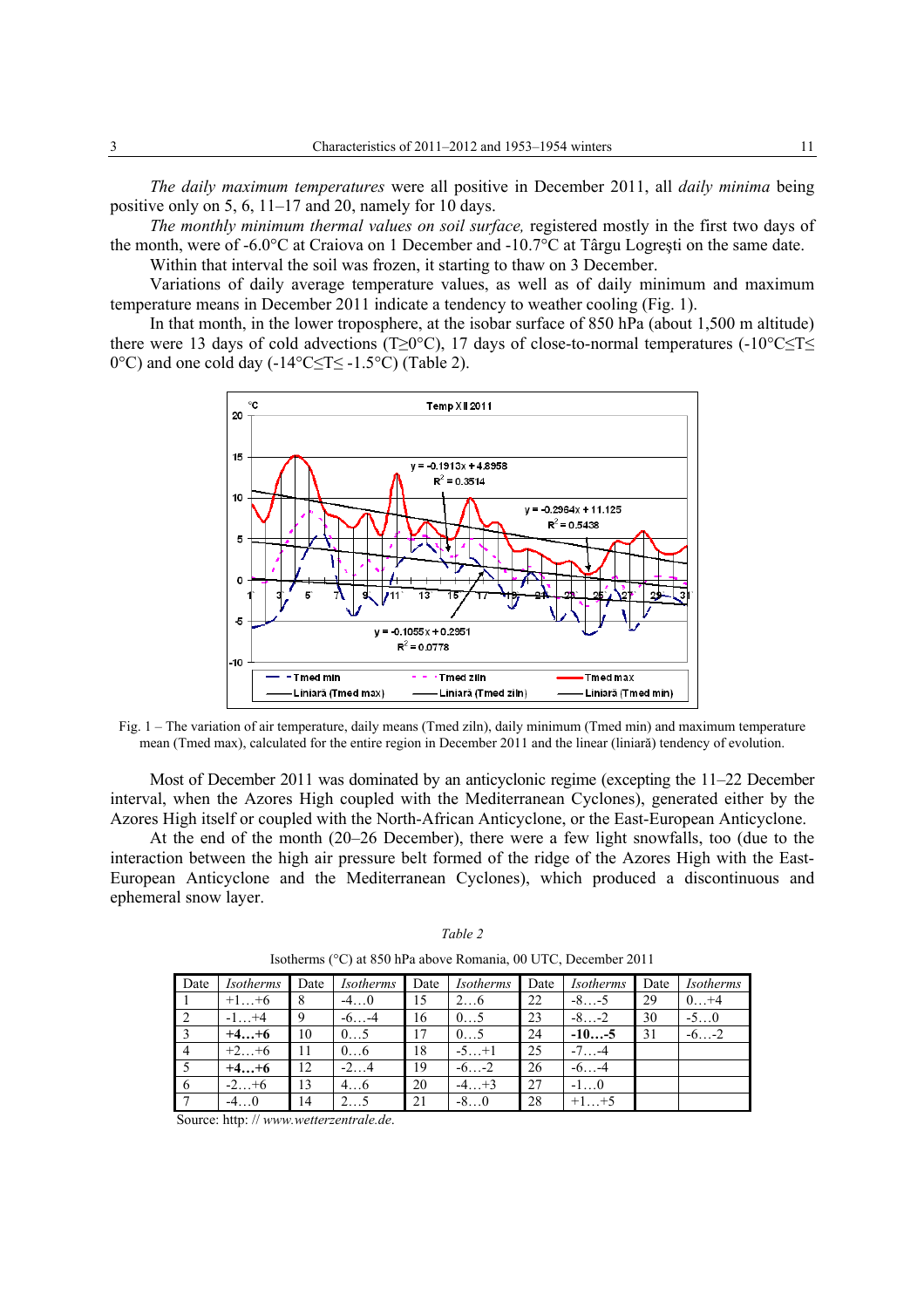*The daily maximum temperatures* were all positive in December 2011, all *daily minima* being positive only on 5, 6, 11–17 and 20, namely for 10 days.

*The monthly minimum thermal values on soil surface,* registered mostly in the first two days of the month, were of -6.0°C at Craiova on 1 December and -10.7°C at Târgu Logreşti on the same date.

Within that interval the soil was frozen, it starting to thaw on 3 December.

Variations of daily average temperature values, as well as of daily minimum and maximum temperature means in December 2011 indicate a tendency to weather cooling (Fig. 1).

In that month, in the lower troposphere, at the isobar surface of 850 hPa (about 1,500 m altitude) there were 13 days of cold advections (T≥0°C), 17 days of close-to-normal temperatures (-10°C≤T≤ 0°C) and one cold day (-14°C≤T≤ -1.5°C) (Table 2).

Fig. 1 – The variation of air temperature, daily means (Tmed ziln), daily minimum (Tmed min) and maximum temperature mean (Tmed max), calculated for the entire region in December 2011 and the linear (liniară) tendency of evolution.

Most of December 2011 was dominated by an anticyclonic regime (excepting the 11–22 December interval, when the Azores High coupled with the Mediterranean Cyclones), generated either by the Azores High itself or coupled with the North-African Anticyclone, or the East-European Anticyclone.

At the end of the month (20–26 December), there were a few light snowfalls, too (due to the interaction between the high air pressure belt formed of the ridge of the Azores High with the East-European Anticyclone and the Mediterranean Cyclones), which produced a discontinuous and ephemeral snow layer.

*Table 2*

Isotherms (°C) at 850 hPa above Romania, 00 UTC, December 2011

| Date | *Isotherms* | Date | *Isotherms* | Date | *Isotherms* | Date | *Isotherms* | Date | *Isotherms* |
|---|---|---|---|---|---|---|---|---|---|
| 1 | +1…+6 | 8 | -4…0 | 15 | 2…6 | 22 | -8…-5 | 29 | 0…+4 |
| 2 | -1…+4 | 9 | -6…-4 | 16 | 0…5 | 23 | -8…-2 | 30 | -5…0 |
| 3 | **+4…+6** | 10 | 0…5 | 17 | 0…5 | 24 | **-10…-5** | 31 | -6…-2 |
| 4 | +2…+6 | 11 | 0…6 | 18 | -5…+1 | 25 | -7…-4 | | |
| 5 | **+4…+6** | 12 | -2…4 | 19 | -6…-2 | 26 | -6…-4 | | |
| 6 | -2…+6 | 13 | 4…6 | 20 | -4…+3 | 27 | -1…0 | | |
| 7 | -4…0 | 14 | 2…5 | 21 | -8…0 | 28 | +1…+5 | | |

Source: http: // *www.wetterzentrale.de*.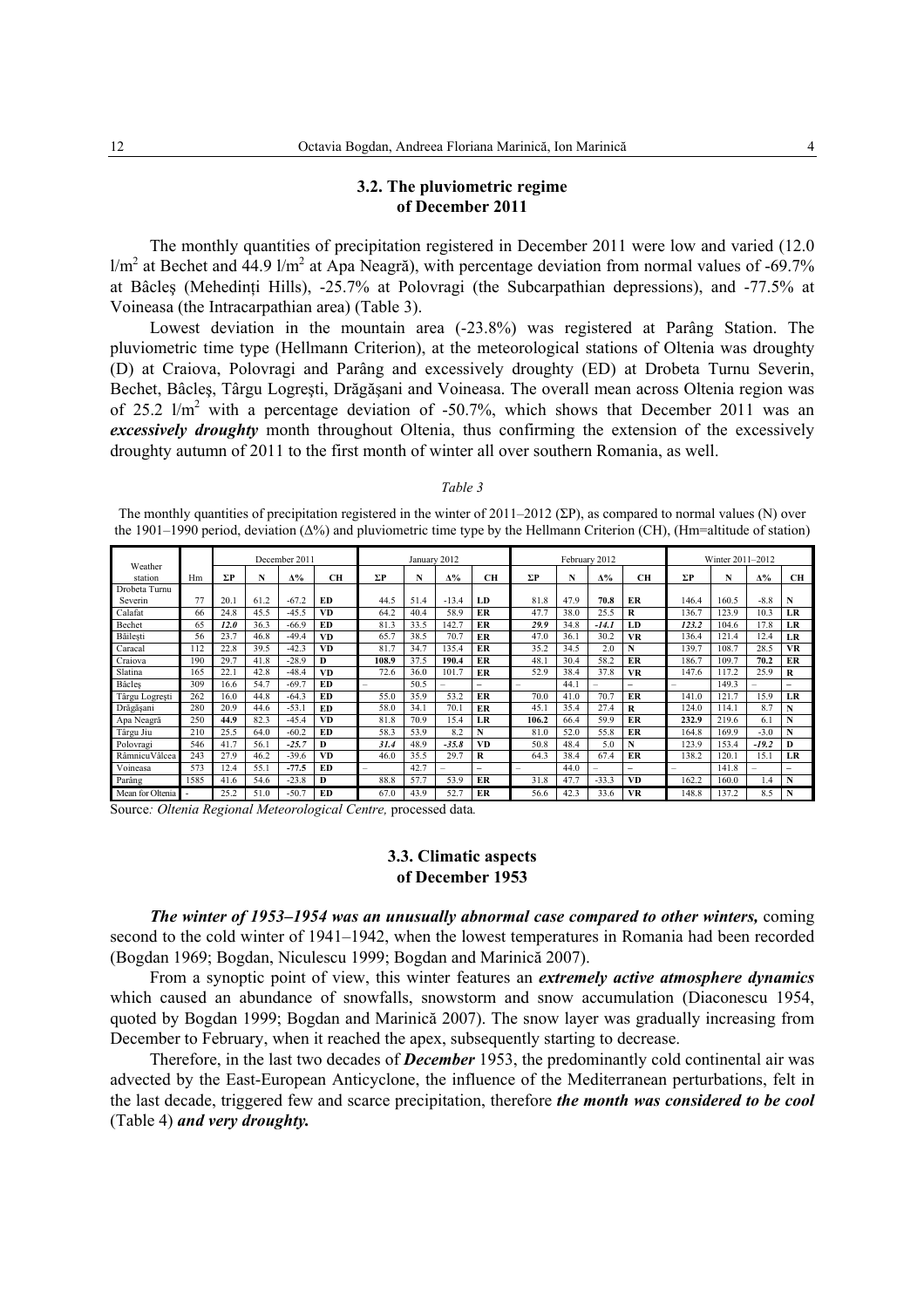### 3.2. The pluviometric regime of December 2011

The monthly quantities of precipitation registered in December 2011 were low and varied (12.0 l/m$^2$ at Bechet and 44.9 l/m$^2$ at Apa Neagră), with percentage deviation from normal values of -69.7% at Bâcleş (Mehedinţi Hills), -25.7% at Polovragi (the Subcarpathian depressions), and -77.5% at Voineasa (the Intracarpathian area) (Table 3).

Lowest deviation in the mountain area (-23.8%) was registered at Parâng Station. The pluviometric time type (Hellmann Criterion), at the meteorological stations of Oltenia was droughty (D) at Craiova, Polovragi and Parâng and excessively droughty (ED) at Drobeta Turnu Severin, Bechet, Bâcleş, Târgu Logreşti, Drăgăşani and Voineasa. The overall mean across Oltenia region was of 25.2 l/m$^2$ with a percentage deviation of -50.7%, which shows that December 2011 was an ***excessively droughty*** month throughout Oltenia, thus confirming the extension of the excessively droughty autumn of 2011 to the first month of winter all over southern Romania, as well.

*Table 3*

The monthly quantities of precipitation registered in the winter of 2011–2012 (ΣP), as compared to normal values (N) over the 1901–1990 period, deviation (Δ%) and pluviometric time type by the Hellmann Criterion (CH), (Hm=altitude of station)

| Weather station | Hm | December 2011 | | | | January 2012 | | | | February 2012 | | | | Winter 2011–2012 | | | |
|---|---|---|---|---|---|---|---|---|---|---|---|---|---|---|---|---|---|
| | | ΣP | N | Δ% | CH | ΣP | N | Δ% | CH | ΣP | N | Δ% | CH | ΣP | N | Δ% | CH |
| Drobeta Turnu Severin | 77 | 20.1 | 61.2 | -67.2 | **ED** | 44.5 | 51.4 | -13.4 | **LD** | 81.8 | 47.9 | **70.8** | **ER** | 146.4 | 160.5 | -8.8 | **N** |
| Calafat | 66 | 24.8 | 45.5 | -45.5 | **VD** | 64.2 | 40.4 | 58.9 | **ER** | 47.7 | 38.0 | 25.5 | **R** | 136.7 | 123.9 | 10.3 | **LR** |
| Bechet | 65 | ***12.0*** | 36.3 | -66.9 | **ED** | 81.3 | 33.5 | 142.7 | **ER** | ***29.9*** | 34.8 | ***-14.1*** | **LD** | ***123.2*** | 104.6 | 17.8 | **LR** |
| Băileşti | 56 | 23.7 | 46.8 | -49.4 | **VD** | 65.7 | 38.5 | 70.7 | **ER** | 47.0 | 36.1 | 30.2 | **VR** | 136.4 | 121.4 | 12.4 | **LR** |
| Caracal | 112 | 22.8 | 39.5 | -42.3 | **VD** | 81.7 | 34.7 | 135.4 | **ER** | 35.2 | 34.5 | 2.0 | **N** | 139.7 | 108.7 | 28.5 | **VR** |
| Craiova | 190 | 29.7 | 41.8 | -28.9 | **D** | **108.9** | 37.5 | **190.4** | **ER** | 48.1 | 30.4 | 58.2 | **ER** | 186.7 | 109.7 | **70.2** | **ER** |
| Slatina | 165 | 22.1 | 42.8 | -48.4 | **VD** | 72.6 | 36.0 | 101.7 | **ER** | 52.9 | 38.4 | 37.8 | **VR** | 147.6 | 117.2 | 25.9 | **R** |
| Bâcleş | 309 | 16.6 | 54.7 | -69.7 | **ED** | – | 50.5 | – | – | – | 44.1 | – | – | – | 149.3 | – | – |
| Târgu Logreşti | 262 | 16.0 | 44.8 | -64.3 | **ED** | 55.0 | 35.9 | 53.2 | **ER** | 70.0 | 41.0 | 70.7 | **ER** | 141.0 | 121.7 | 15.9 | **LR** |
| Drăgăşani | 280 | 20.9 | 44.6 | -53.1 | **ED** | 58.0 | 34.1 | 70.1 | **ER** | 45.1 | 35.4 | 27.4 | **R** | 124.0 | 114.1 | 8.7 | **N** |
| Apa Neagră | 250 | **44.9** | 82.3 | -45.4 | **VD** | 81.8 | 70.9 | 15.4 | **LR** | **106.2** | 66.4 | 59.9 | **ER** | **232.9** | 219.6 | 6.1 | **N** |
| Târgu Jiu | 210 | 25.5 | 64.0 | -60.2 | **ED** | 58.3 | 53.9 | 8.2 | **N** | 81.0 | 52.0 | 55.8 | **ER** | 164.8 | 169.9 | -3.0 | **N** |
| Polovragi | 546 | 41.7 | 56.1 | ***-25.7*** | **D** | ***31.4*** | 48.9 | ***-35.8*** | **VD** | 50.8 | 48.4 | 5.0 | **N** | 123.9 | 153.4 | ***-19.2*** | **D** |
| RâmnicuVâlcea | 243 | 27.9 | 46.2 | -39.6 | **VD** | 46.0 | 35.5 | 29.7 | **R** | 64.3 | 38.4 | 67.4 | **ER** | 138.2 | 120.1 | 15.1 | **LR** |
| Voineasa | 573 | 12.4 | 55.1 | **-77.5** | **ED** | – | 42.7 | – | – | – | 44.0 | – | – | – | 141.8 | – | – |
| Parâng | 1585 | 41.6 | 54.6 | -23.8 | **D** | 88.8 | 57.7 | 53.9 | **ER** | 31.8 | 47.7 | -33.3 | **VD** | 162.2 | 160.0 | 1.4 | **N** |
| Mean for Oltenia | - | 25.2 | 51.0 | -50.7 | **ED** | 67.0 | 43.9 | 52.7 | **ER** | 56.6 | 42.3 | 33.6 | **VR** | 148.8 | 137.2 | 8.5 | **N** |

Source*: Oltenia Regional Meteorological Centre,* processed data*.*

### 3.3. Climatic aspects of December 1953

***The winter of 1953–1954 was an unusually abnormal case compared to other winters,*** coming second to the cold winter of 1941–1942, when the lowest temperatures in Romania had been recorded (Bogdan 1969; Bogdan, Niculescu 1999; Bogdan and Marinică 2007).

From a synoptic point of view, this winter features an ***extremely active atmosphere dynamics*** which caused an abundance of snowfalls, snowstorm and snow accumulation (Diaconescu 1954, quoted by Bogdan 1999; Bogdan and Marinică 2007). The snow layer was gradually increasing from December to February, when it reached the apex, subsequently starting to decrease.

Therefore, in the last two decades of ***December*** 1953, the predominantly cold continental air was advected by the East-European Anticyclone, the influence of the Mediterranean perturbations, felt in the last decade, triggered few and scarce precipitation, therefore ***the month was considered to be cool*** (Table 4) ***and very droughty.***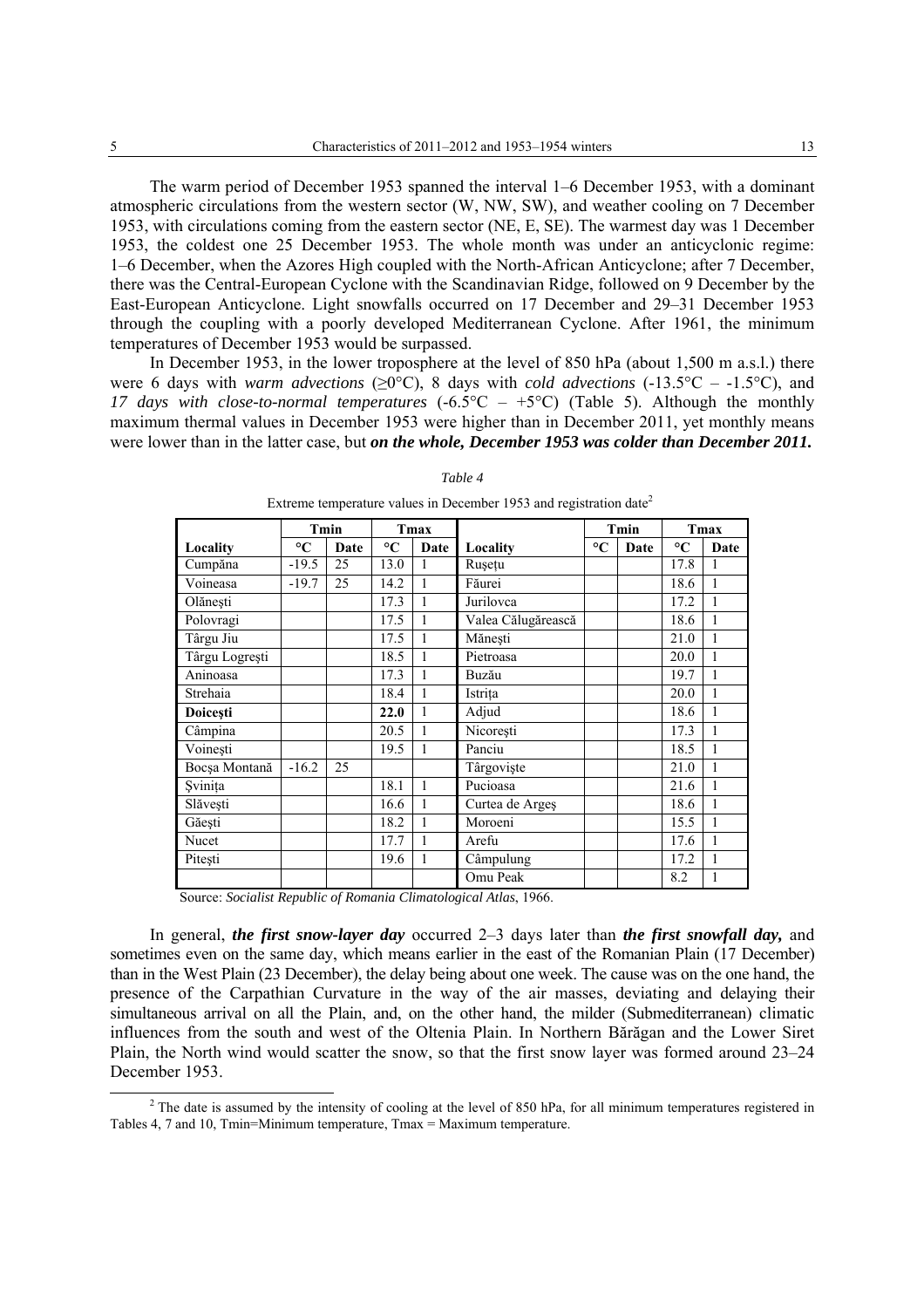The warm period of December 1953 spanned the interval 1–6 December 1953, with a dominant atmospheric circulations from the western sector (W, NW, SW), and weather cooling on 7 December 1953, with circulations coming from the eastern sector (NE, E, SE). The warmest day was 1 December 1953, the coldest one 25 December 1953. The whole month was under an anticyclonic regime: 1–6 December, when the Azores High coupled with the North-African Anticyclone; after 7 December, there was the Central-European Cyclone with the Scandinavian Ridge, followed on 9 December by the East-European Anticyclone. Light snowfalls occurred on 17 December and 29–31 December 1953 through the coupling with a poorly developed Mediterranean Cyclone. After 1961, the minimum temperatures of December 1953 would be surpassed.

In December 1953, in the lower troposphere at the level of 850 hPa (about 1,500 m a.s.l.) there were 6 days with *warm advections* (≥0°C), 8 days with *cold advections* (-13.5°C – -1.5°C), and *17 days with close-to-normal temperatures* (-6.5°C – +5°C) (Table 5). Although the monthly maximum thermal values in December 1953 were higher than in December 2011, yet monthly means were lower than in the latter case, but ***on the whole, December 1953 was colder than December 2011.***

*Table 4*

Extreme temperature values in December 1953 and registration date[2]

| | Tmin | | Tmax | | | Tmin | | Tmax | |
|---|---|---|---|---|---|---|---|---|---|
| **Locality** | **°C** | **Date** | **°C** | **Date** | **Locality** | **°C** | **Date** | **°C** | **Date** |
| Cumpăna | -19.5 | 25 | 13.0 | 1 | Rușețu | | | 17.8 | 1 |
| Voineasa | -19.7 | 25 | 14.2 | 1 | Făurei | | | 18.6 | 1 |
| Olănești | | | 17.3 | 1 | Jurilovca | | | 17.2 | 1 |
| Polovragi | | | 17.5 | 1 | Valea Călugărească | | | 18.6 | 1 |
| Târgu Jiu | | | 17.5 | 1 | Mănești | | | 21.0 | 1 |
| Târgu Logrești | | | 18.5 | 1 | Pietroasa | | | 20.0 | 1 |
| Aninoasa | | | 17.3 | 1 | Buzău | | | 19.7 | 1 |
| Strehaia | | | 18.4 | 1 | Istrița | | | 20.0 | 1 |
| **Doicești** | | | **22.0** | 1 | Adjud | | | 18.6 | 1 |
| Câmpina | | | 20.5 | 1 | Nicorești | | | 17.3 | 1 |
| Voinești | | | 19.5 | 1 | Panciu | | | 18.5 | 1 |
| Bocșa Montană | -16.2 | 25 | | | Târgoviște | | | 21.0 | 1 |
| Șvinița | | | 18.1 | 1 | Pucioasa | | | 21.6 | 1 |
| Slăvești | | | 16.6 | 1 | Curtea de Argeș | | | 18.6 | 1 |
| Găești | | | 18.2 | 1 | Moroeni | | | 15.5 | 1 |
| Nucet | | | 17.7 | 1 | Arefu | | | 17.6 | 1 |
| Pitești | | | 19.6 | 1 | Câmpulung | | | 17.2 | 1 |
| | | | | | Omu Peak | | | 8.2 | 1 |

Source: *Socialist Republic of Romania Climatological Atlas*, 1966.

In general, ***the first snow-layer day*** occurred 2–3 days later than ***the first snowfall day,*** and sometimes even on the same day, which means earlier in the east of the Romanian Plain (17 December) than in the West Plain (23 December), the delay being about one week. The cause was on the one hand, the presence of the Carpathian Curvature in the way of the air masses, deviating and delaying their simultaneous arrival on all the Plain, and, on the other hand, the milder (Submediterranean) climatic influences from the south and west of the Oltenia Plain. In Northern Bărăgan and the Lower Siret Plain, the North wind would scatter the snow, so that the first snow layer was formed around 23–24 December 1953.

[2] The date is assumed by the intensity of cooling at the level of 850 hPa, for all minimum temperatures registered in Tables 4, 7 and 10, Tmin=Minimum temperature, Tmax = Maximum temperature.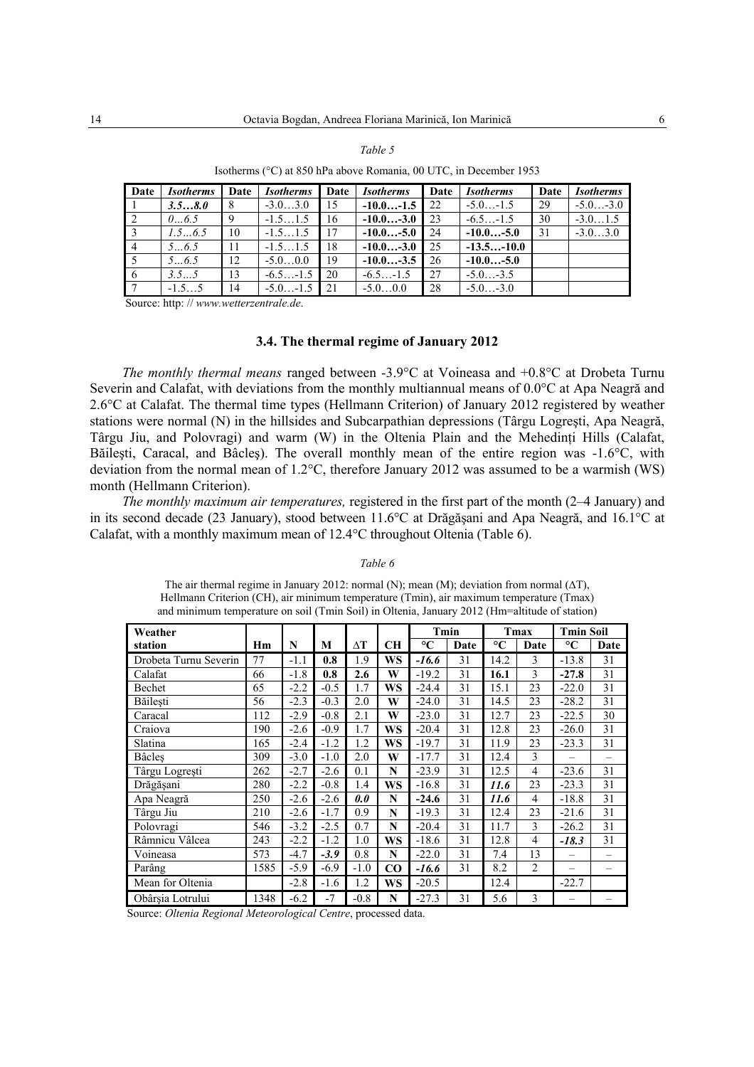*Table 5*

Isotherms (°C) at 850 hPa above Romania, 00 UTC, in December 1953

| Date | *Isotherms* | Date | *Isotherms* | Date | *Isotherms* | Date | *Isotherms* | Date | *Isotherms* |
|---|---|---|---|---|---|---|---|---|---|
| 1 | ***3.5…8.0*** | 8 | -3.0…3.0 | 15 | **-10.0…-1.5** | 22 | -5.0…-1.5 | 29 | -5.0…-3.0 |
| 2 | *0…6.5* | 9 | -1.5…1.5 | 16 | **-10.0…-3.0** | 23 | -6.5…-1.5 | 30 | -3.0…1.5 |
| 3 | *1.5…6.5* | 10 | -1.5…1.5 | 17 | **-10.0…-5.0** | 24 | **-10.0…-5.0** | 31 | -3.0…3.0 |
| 4 | *5…6.5* | 11 | -1.5…1.5 | 18 | **-10.0…-3.0** | 25 | **-13.5…-10.0** | | |
| 5 | *5…6.5* | 12 | -5.0…0.0 | 19 | **-10.0…-3.5** | 26 | **-10.0…-5.0** | | |
| 6 | *3.5…5* | 13 | -6.5…-1.5 | 20 | -6.5…-1.5 | 27 | -5.0…-3.5 | | |
| 7 | -1.5…5 | 14 | -5.0…-1.5 | 21 | -5.0…0.0 | 28 | -5.0…-3.0 | | |

Source: http: // *www.wetterzentrale.de*.

### 3.4. The thermal regime of January 2012

*The monthly thermal means* ranged between -3.9°C at Voineasa and +0.8°C at Drobeta Turnu Severin and Calafat, with deviations from the monthly multiannual means of 0.0°C at Apa Neagră and 2.6°C at Calafat. The thermal time types (Hellmann Criterion) of January 2012 registered by weather stations were normal (N) in the hillsides and Subcarpathian depressions (Târgu Logreşti, Apa Neagră, Târgu Jiu, and Polovragi) and warm (W) in the Oltenia Plain and the Mehedinţi Hills (Calafat, Băileşti, Caracal, and Bâcleş). The overall monthly mean of the entire region was -1.6°C, with deviation from the normal mean of 1.2°C, therefore January 2012 was assumed to be a warmish (WS) month (Hellmann Criterion).

*The monthly maximum air temperatures,* registered in the first part of the month (2–4 January) and in its second decade (23 January), stood between 11.6°C at Drăgăşani and Apa Neagră, and 16.1°C at Calafat, with a monthly maximum mean of 12.4°C throughout Oltenia (Table 6).

*Table 6*

The air thermal regime in January 2012: normal (N); mean (M); deviation from normal (ΔT), Hellmann Criterion (CH), air minimum temperature (Tmin), air maximum temperature (Tmax) and minimum temperature on soil (Tmin Soil) in Oltenia, January 2012 (Hm=altitude of station)

| Weather station | Hm | N | M | ΔT | CH | Tmin | | Tmax | | Tmin Soil | |
|---|---|---|---|---|---|---|---|---|---|---|---|
| | | | | | | °C | Date | °C | Date | °C | Date |
| Drobeta Turnu Severin | 77 | -1.1 | **0.8** | 1.9 | **WS** | *-16.6* | 31 | 14.2 | 3 | -13.8 | 31 |
| Calafat | 66 | -1.8 | **0.8** | **2.6** | **W** | -19.2 | 31 | **16.1** | 3 | **-27.8** | 31 |
| Bechet | 65 | -2.2 | -0.5 | 1.7 | **WS** | -24.4 | 31 | 15.1 | 23 | -22.0 | 31 |
| Băileşti | 56 | -2.3 | -0.3 | 2.0 | **W** | -24.0 | 31 | 14.5 | 23 | -28.2 | 31 |
| Caracal | 112 | -2.9 | -0.8 | 2.1 | **W** | -23.0 | 31 | 12.7 | 23 | -22.5 | 30 |
| Craiova | 190 | -2.6 | -0.9 | 1.7 | **WS** | -20.4 | 31 | 12.8 | 23 | -26.0 | 31 |
| Slatina | 165 | -2.4 | -1.2 | 1.2 | **WS** | -19.7 | 31 | 11.9 | 23 | -23.3 | 31 |
| Bâcleş | 309 | -3.0 | -1.0 | 2.0 | **W** | -17.7 | 31 | 12.4 | 3 | – | – |
| Târgu Logreşti | 262 | -2.7 | -2.6 | 0.1 | **N** | -23.9 | 31 | 12.5 | 4 | -23.6 | 31 |
| Drăgăşani | 280 | -2.2 | -0.8 | 1.4 | **WS** | -16.8 | 31 | ***11.6*** | 23 | -23.3 | 31 |
| Apa Neagră | 250 | -2.6 | -2.6 | ***0.0*** | **N** | **-24.6** | 31 | ***11.6*** | 4 | -18.8 | 31 |
| Târgu Jiu | 210 | -2.6 | -1.7 | 0.9 | **N** | -19.3 | 31 | 12.4 | 23 | -21.6 | 31 |
| Polovragi | 546 | -3.2 | -2.5 | 0.7 | **N** | -20.4 | 31 | 11.7 | 3 | -26.2 | 31 |
| Râmnicu Vâlcea | 243 | -2.2 | -1.2 | 1.0 | **WS** | -18.6 | 31 | 12.8 | 4 | ***-18.3*** | 31 |
| Voineasa | 573 | -4.7 | ***-3.9*** | 0.8 | **N** | -22.0 | 31 | 7.4 | 13 | – | – |
| Parâng | 1585 | -5.9 | -6.9 | -1.0 | **CO** | *-16.6* | 31 | 8.2 | 2 | – | – |
| Mean for Oltenia | | -2.8 | -1.6 | 1.2 | **WS** | -20.5 | | 12.4 | | -22.7 | |
| Obârşia Lotrului | 1348 | -6.2 | -7 | -0.8 | **N** | -27.3 | 31 | 5.6 | 3 | – | – |

Source: *Oltenia Regional Meteorological Centre*, processed data.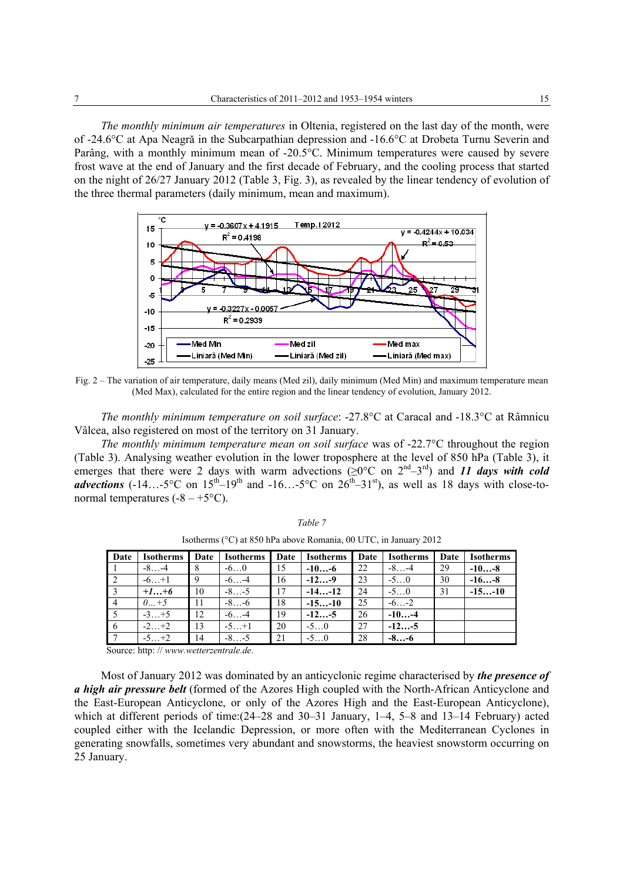*The monthly minimum air temperatures* in Oltenia, registered on the last day of the month, were of -24.6°C at Apa Neagră in the Subcarpathian depression and -16.6°C at Drobeta Turnu Severin and Parâng, with a monthly minimum mean of -20.5°C. Minimum temperatures were caused by severe frost wave at the end of January and the first decade of February, and the cooling process that started on the night of 26/27 January 2012 (Table 3, Fig. 3), as revealed by the linear tendency of evolution of the three thermal parameters (daily minimum, mean and maximum).

Fig. 2 – The variation of air temperature, daily means (Med zil), daily minimum (Med Min) and maximum temperature mean (Med Max), calculated for the entire region and the linear tendency of evolution, January 2012.

*The monthly minimum temperature on soil surface*: -27.8°C at Caracal and -18.3°C at Râmnicu Vâlcea, also registered on most of the territory on 31 January.

*The monthly minimum temperature mean on soil surface* was of -22.7°C throughout the region (Table 3). Analysing weather evolution in the lower troposphere at the level of 850 hPa (Table 3), it emerges that there were 2 days with warm advections (≥0°C on 2[nd]–3[rd]) and ***11 days with cold advections*** (-14…-5°C on 15[th]–19[th] and -16…-5°C on 26[th]–31[st]), as well as 18 days with close-to-normal temperatures (-8 – +5°C).

*Table 7*

Isotherms (°C) at 850 hPa above Romania, 00 UTC, in January 2012

| Date | Isotherms | Date | Isotherms | Date | Isotherms | Date | Isotherms | Date | Isotherms |
|---|---|---|---|---|---|---|---|---|---|
| 1 | -8…-4 | 8 | -6…0 | 15 | **-10…-6** | 22 | -8…-4 | 29 | **-10…-8** |
| 2 | -6…+1 | 9 | -6…-4 | 16 | **-12…-9** | 23 | -5…0 | 30 | **-16…-8** |
| 3 | ***+1…+6*** | 10 | -8…-5 | 17 | **-14…-12** | 24 | -5…0 | 31 | **-15…-10** |
| 4 | *0…+5* | 11 | -8…-6 | 18 | **-15…-10** | 25 | -6…-2 | | |
| 5 | -3…+5 | 12 | -6…-4 | 19 | **-12…-5** | 26 | **-10…-4** | | |
| 6 | -2…+2 | 13 | -5…+1 | 20 | -5…0 | 27 | **-12…-5** | | |
| 7 | -5…+2 | 14 | -8…-5 | 21 | -5…0 | 28 | **-8…-6** | | |

Source: http: // *www.wetterzentrale.de*.

Most of January 2012 was dominated by an anticyclonic regime characterised by ***the presence of a high air pressure belt*** (formed of the Azores High coupled with the North-African Anticyclone and the East-European Anticyclone, or only of the Azores High and the East-European Anticyclone), which at different periods of time:(24–28 and 30–31 January, 1–4, 5–8 and 13–14 February) acted coupled either with the Icelandic Depression, or more often with the Mediterranean Cyclones in generating snowfalls, sometimes very abundant and snowstorms, the heaviest snowstorm occurring on 25 January.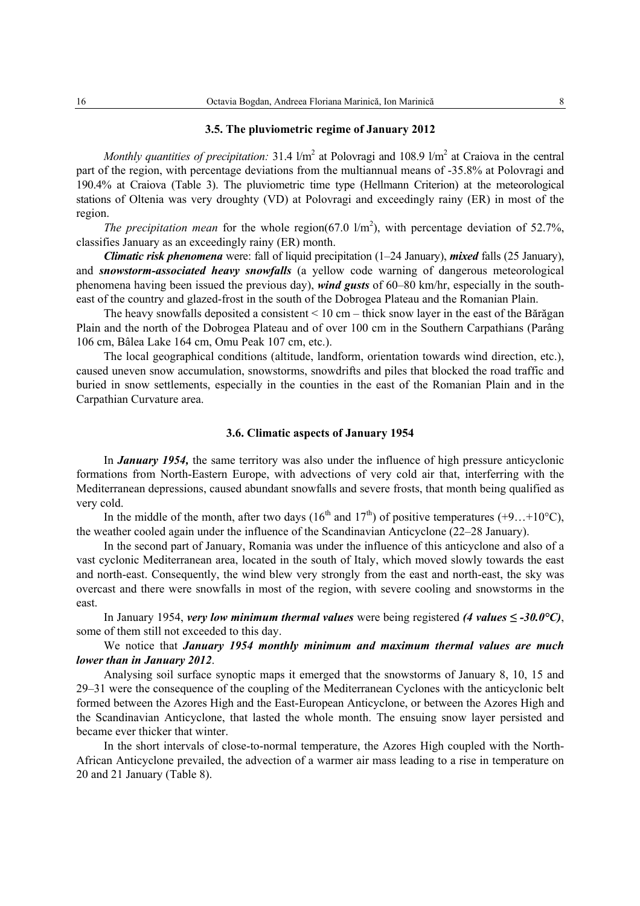### 3.5. The pluviometric regime of January 2012

*Monthly quantities of precipitation:* 31.4 l/m$^2$ at Polovragi and 108.9 l/m$^2$ at Craiova in the central part of the region, with percentage deviations from the multiannual means of -35.8% at Polovragi and 190.4% at Craiova (Table 3). The pluviometric time type (Hellmann Criterion) at the meteorological stations of Oltenia was very droughty (VD) at Polovragi and exceedingly rainy (ER) in most of the region.

*The precipitation mean* for the whole region(67.0 l/m$^2$), with percentage deviation of 52.7%, classifies January as an exceedingly rainy (ER) month.

***Climatic risk phenomena*** were: fall of liquid precipitation (1–24 January), ***mixed*** falls (25 January), and ***snowstorm-associated heavy snowfalls*** (a yellow code warning of dangerous meteorological phenomena having been issued the previous day), ***wind gusts*** of 60–80 km/hr, especially in the south-east of the country and glazed-frost in the south of the Dobrogea Plateau and the Romanian Plain.

The heavy snowfalls deposited a consistent < 10 cm – thick snow layer in the east of the Bărăgan Plain and the north of the Dobrogea Plateau and of over 100 cm in the Southern Carpathians (Parâng 106 cm, Bâlea Lake 164 cm, Omu Peak 107 cm, etc.).

The local geographical conditions (altitude, landform, orientation towards wind direction, etc.), caused uneven snow accumulation, snowstorms, snowdrifts and piles that blocked the road traffic and buried in snow settlements, especially in the counties in the east of the Romanian Plain and in the Carpathian Curvature area.

### 3.6. Climatic aspects of January 1954

In ***January 1954,*** the same territory was also under the influence of high pressure anticyclonic formations from North-Eastern Europe, with advections of very cold air that, interfering with the Mediterranean depressions, caused abundant snowfalls and severe frosts, that month being qualified as very cold.

In the middle of the month, after two days (16$^{th}$ and 17$^{th}$) of positive temperatures (+9…+10°C), the weather cooled again under the influence of the Scandinavian Anticyclone (22–28 January).

In the second part of January, Romania was under the influence of this anticyclone and also of a vast cyclonic Mediterranean area, located in the south of Italy, which moved slowly towards the east and north-east. Consequently, the wind blew very strongly from the east and north-east, the sky was overcast and there were snowfalls in most of the region, with severe cooling and snowstorms in the east.

In January 1954, ***very low minimum thermal values*** were being registered ***(4 values ≤ -30.0°C)***, some of them still not exceeded to this day.

We notice that ***January 1954 monthly minimum and maximum thermal values are much lower than in January 2012***.

Analysing soil surface synoptic maps it emerged that the snowstorms of January 8, 10, 15 and 29–31 were the consequence of the coupling of the Mediterranean Cyclones with the anticyclonic belt formed between the Azores High and the East-European Anticyclone, or between the Azores High and the Scandinavian Anticyclone, that lasted the whole month. The ensuing snow layer persisted and became ever thicker that winter.

In the short intervals of close-to-normal temperature, the Azores High coupled with the North-African Anticyclone prevailed, the advection of a warmer air mass leading to a rise in temperature on 20 and 21 January (Table 8).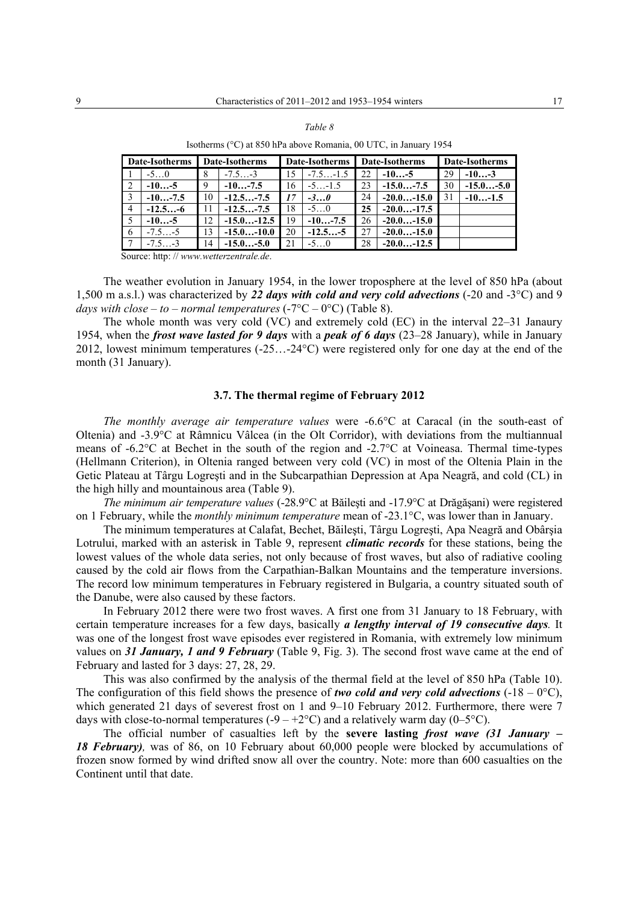*Table 8*

Isotherms (°C) at 850 hPa above Romania, 00 UTC, in January 1954

| Date-Isotherms | | Date-Isotherms | | Date-Isotherms | | Date-Isotherms | | Date-Isotherms | |
|---|---|---|---|---|---|---|---|---|---|
| 1 | -5…0 | 8 | -7.5…-3 | 15 | -7.5…-1.5 | 22 | **-10…-5** | 29 | **-10…-3** |
| 2 | **-10…-5** | 9 | **-10…-7.5** | 16 | -5…-1.5 | 23 | **-15.0…-7.5** | 30 | **-15.0…-5.0** |
| 3 | **-10…-7.5** | 10 | **-12.5…-7.5** | *17* | *-3…0* | 24 | **-20.0…-15.0** | 31 | **-10…-1.5** |
| 4 | **-12.5…-6** | 11 | **-12.5…-7.5** | 18 | -5…0 | **25** | **-20.0…-17.5** | | |
| 5 | **-10…-5** | 12 | **-15.0…-12.5** | 19 | **-10…-7.5** | 26 | **-20.0…-15.0** | | |
| 6 | -7.5…-5 | 13 | **-15.0…-10.0** | 20 | **-12.5…-5** | 27 | **-20.0…-15.0** | | |
| 7 | -7.5…-3 | 14 | **-15.0…-5.0** | 21 | -5…0 | 28 | **-20.0…-12.5** | | |

Source: http: // *www.wetterzentrale.de*.

The weather evolution in January 1954, in the lower troposphere at the level of 850 hPa (about 1,500 m a.s.l.) was characterized by ***22 days with cold and very cold advections*** (-20 and -3°C) and 9 *days with close – to – normal temperatures* (-7°C – 0°C) (Table 8).

The whole month was very cold (VC) and extremely cold (EC) in the interval 22–31 Janaury 1954, when the ***frost wave lasted for 9 days*** with a ***peak of 6 days*** (23–28 January), while in January 2012, lowest minimum temperatures (-25…-24°C) were registered only for one day at the end of the month (31 January).

### 3.7. The thermal regime of February 2012

*The monthly average air temperature values* were -6.6°C at Caracal (in the south-east of Oltenia) and -3.9°C at Râmnicu Vâlcea (in the Olt Corridor), with deviations from the multiannual means of -6.2°C at Bechet in the south of the region and -2.7°C at Voineasa. Thermal time-types (Hellmann Criterion), in Oltenia ranged between very cold (VC) in most of the Oltenia Plain in the Getic Plateau at Târgu Logreşti and in the Subcarpathian Depression at Apa Neagră, and cold (CL) in the high hilly and mountainous area (Table 9).

*The minimum air temperature values* (-28.9°C at Băileşti and -17.9°C at Drăgăşani) were registered on 1 February, while the *monthly minimum temperature* mean of -23.1°C, was lower than in January.

The minimum temperatures at Calafat, Bechet, Băileşti, Târgu Logreşti, Apa Neagră and Obârşia Lotrului, marked with an asterisk in Table 9, represent ***climatic records*** for these stations, being the lowest values of the whole data series, not only because of frost waves, but also of radiative cooling caused by the cold air flows from the Carpathian-Balkan Mountains and the temperature inversions. The record low minimum temperatures in February registered in Bulgaria, a country situated south of the Danube, were also caused by these factors.

In February 2012 there were two frost waves. A first one from 31 January to 18 February, with certain temperature increases for a few days, basically ***a lengthy interval of 19 consecutive days****.* It was one of the longest frost wave episodes ever registered in Romania, with extremely low minimum values on ***31 January, 1 and 9 February*** (Table 9, Fig. 3). The second frost wave came at the end of February and lasted for 3 days: 27, 28, 29.

This was also confirmed by the analysis of the thermal field at the level of 850 hPa (Table 10). The configuration of this field shows the presence of ***two cold and very cold advections*** (-18 – 0°C), which generated 21 days of severest frost on 1 and 9–10 February 2012. Furthermore, there were 7 days with close-to-normal temperatures (-9 – +2°C) and a relatively warm day (0–5°C).

The official number of casualties left by the **severe lasting** ***frost wave (31 January – 18 February),*** was of 86, on 10 February about 60,000 people were blocked by accumulations of frozen snow formed by wind drifted snow all over the country. Note: more than 600 casualties on the Continent until that date.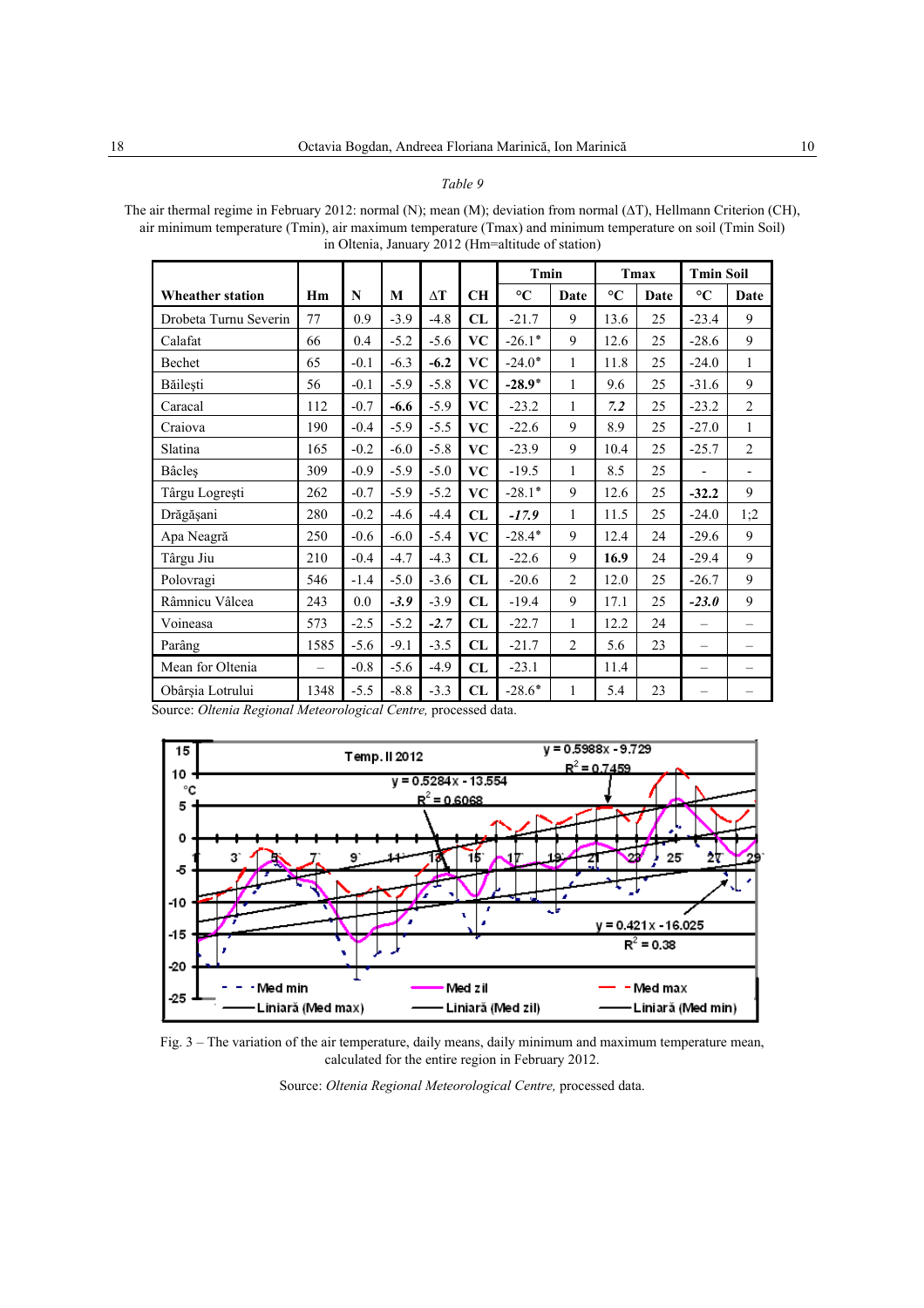*Table 9*

The air thermal regime in February 2012: normal (N); mean (M); deviation from normal (ΔT), Hellmann Criterion (CH), air minimum temperature (Tmin), air maximum temperature (Tmax) and minimum temperature on soil (Tmin Soil) in Oltenia, January 2012 (Hm=altitude of station)

| Wheather station | Hm | N | M | ΔT | CH | Tmin | | Tmax | | Tmin Soil | |
|---|---|---|---|---|---|---|---|---|---|---|---|
| | | | | | | °C | Date | °C | Date | °C | Date |
| Drobeta Turnu Severin | 77 | 0.9 | -3.9 | -4.8 | **CL** | -21.7 | 9 | 13.6 | 25 | -23.4 | 9 |
| Calafat | 66 | 0.4 | -5.2 | -5.6 | **VC** | -26.1* | 9 | 12.6 | 25 | -28.6 | 9 |
| Bechet | 65 | -0.1 | -6.3 | **-6.2** | **VC** | -24.0* | 1 | 11.8 | 25 | -24.0 | 1 |
| Băileşti | 56 | -0.1 | -5.9 | -5.8 | **VC** | **-28.9*** | 1 | 9.6 | 25 | -31.6 | 9 |
| Caracal | 112 | -0.7 | **-6.6** | -5.9 | **VC** | -23.2 | 1 | ***7.2*** | 25 | -23.2 | 2 |
| Craiova | 190 | -0.4 | -5.9 | -5.5 | **VC** | -22.6 | 9 | 8.9 | 25 | -27.0 | 1 |
| Slatina | 165 | -0.2 | -6.0 | -5.8 | **VC** | -23.9 | 9 | 10.4 | 25 | -25.7 | 2 |
| Bâcleş | 309 | -0.9 | -5.9 | -5.0 | **VC** | -19.5 | 1 | 8.5 | 25 | - | - |
| Târgu Logreşti | 262 | -0.7 | -5.9 | -5.2 | **VC** | -28.1* | 9 | 12.6 | 25 | **-32.2** | 9 |
| Drăgăşani | 280 | -0.2 | -4.6 | -4.4 | **CL** | ***-17.9*** | 1 | 11.5 | 25 | -24.0 | 1;2 |
| Apa Neagră | 250 | -0.6 | -6.0 | -5.4 | **VC** | -28.4* | 9 | 12.4 | 24 | -29.6 | 9 |
| Târgu Jiu | 210 | -0.4 | -4.7 | -4.3 | **CL** | -22.6 | 9 | **16.9** | 24 | -29.4 | 9 |
| Polovragi | 546 | -1.4 | -5.0 | -3.6 | **CL** | -20.6 | 2 | 12.0 | 25 | -26.7 | 9 |
| Râmnicu Vâlcea | 243 | 0.0 | ***-3.9*** | -3.9 | **CL** | -19.4 | 9 | 17.1 | 25 | ***-23.0*** | 9 |
| Voineasa | 573 | -2.5 | -5.2 | ***-2.7*** | **CL** | -22.7 | 1 | 12.2 | 24 | – | – |
| Parâng | 1585 | -5.6 | -9.1 | -3.5 | **CL** | -21.7 | 2 | 5.6 | 23 | – | – |
| Mean for Oltenia | – | -0.8 | -5.6 | -4.9 | **CL** | -23.1 | | 11.4 | | – | – |
| Obârşia Lotrului | 1348 | -5.5 | -8.8 | -3.3 | **CL** | -28.6* | 1 | 5.4 | 23 | – | – |

Source: *Oltenia Regional Meteorological Centre,* processed data.

Fig. 3 – The variation of the air temperature, daily means, daily minimum and maximum temperature mean, calculated for the entire region in February 2012.

Source: *Oltenia Regional Meteorological Centre,* processed data.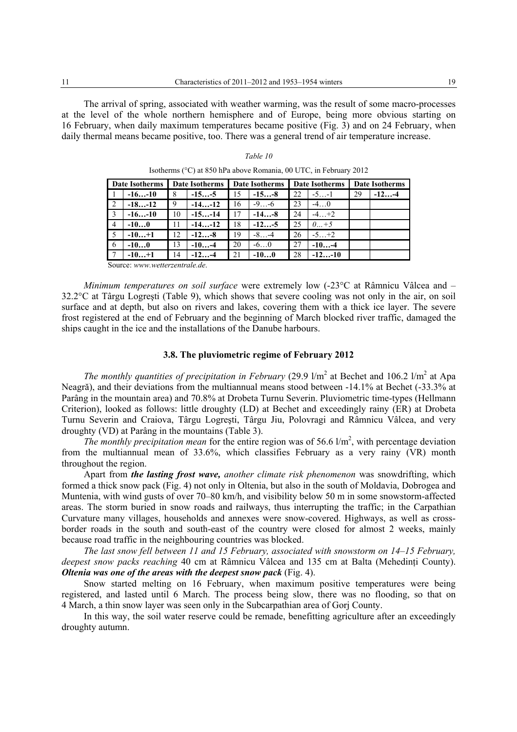The arrival of spring, associated with weather warming, was the result of some macro-processes at the level of the whole northern hemisphere and of Europe, being more obvious starting on 16 February, when daily maximum temperatures became positive (Fig. 3) and on 24 February, when daily thermal means became positive, too. There was a general trend of air temperature increase.

*Table 10*

Isotherms (°C) at 850 hPa above Romania, 00 UTC, in February 2012

| Date | Isotherms | Date | Isotherms | Date | Isotherms | Date | Isotherms | Date | Isotherms |
|---|---|---|---|---|---|---|---|---|---|
| 1 | **-16…-10** | 8 | **-15…-5** | 15 | **-15…-8** | 22 | -5…-1 | 29 | **-12…-4** |
| 2 | **-18…-12** | 9 | **-14…-12** | 16 | -9…-6 | 23 | -4…0 | | |
| 3 | **-16…-10** | 10 | **-15…-14** | 17 | **-14…-8** | 24 | -4…+2 | | |
| 4 | **-10…0** | 11 | **-14…-12** | 18 | **-12…-5** | 25 | *0…+5* | | |
| 5 | **-10…+1** | 12 | **-12…-8** | 19 | -8…-4 | 26 | -5…+2 | | |
| 6 | **-10…0** | 13 | **-10…-4** | 20 | -6…0 | 27 | **-10…-4** | | |
| 7 | **-10…+1** | 14 | **-12…-4** | 21 | **-10…0** | 28 | **-12…-10** | | |

Source: *www.wetterzentrale.de.*

*Minimum temperatures on soil surface* were extremely low (-23°C at Râmnicu Vâlcea and –32.2°C at Târgu Logreşti (Table 9), which shows that severe cooling was not only in the air, on soil surface and at depth, but also on rivers and lakes, covering them with a thick ice layer. The severe frost registered at the end of February and the beginning of March blocked river traffic, damaged the ships caught in the ice and the installations of the Danube harbours.

### 3.8. The pluviometric regime of February 2012

*The monthly quantities of precipitation in February* (29.9 l/m$^2$ at Bechet and 106.2 l/m$^2$ at Apa Neagră), and their deviations from the multiannual means stood between -14.1% at Bechet (-33.3% at Parâng in the mountain area) and 70.8% at Drobeta Turnu Severin. Pluviometric time-types (Hellmann Criterion), looked as follows: little droughty (LD) at Bechet and exceedingly rainy (ER) at Drobeta Turnu Severin and Craiova, Târgu Logreşti, Târgu Jiu, Polovragi and Râmnicu Vâlcea, and very droughty (VD) at Parâng in the mountains (Table 3).

*The monthly precipitation mean* for the entire region was of 56.6 l/m$^2$, with percentage deviation from the multiannual mean of 33.6%, which classifies February as a very rainy (VR) month throughout the region.

Apart from ***the lasting frost wave,*** *another climate risk phenomenon* was snowdrifting, which formed a thick snow pack (Fig. 4) not only in Oltenia, but also in the south of Moldavia, Dobrogea and Muntenia, with wind gusts of over 70–80 km/h, and visibility below 50 m in some snowstorm-affected areas. The storm buried in snow roads and railways, thus interrupting the traffic; in the Carpathian Curvature many villages, households and annexes were snow-covered. Highways, as well as cross-border roads in the south and south-east of the country were closed for almost 2 weeks, mainly because road traffic in the neighbouring countries was blocked.

*The last snow fell between 11 and 15 February, associated with snowstorm on 14–15 February, deepest snow packs reaching* 40 cm at Râmnicu Vâlcea and 135 cm at Balta (Mehedinţi County). ***Oltenia was one of the areas with the deepest snow pack*** (Fig. 4).

Snow started melting on 16 February, when maximum positive temperatures were being registered, and lasted until 6 March. The process being slow, there was no flooding, so that on 4 March, a thin snow layer was seen only in the Subcarpathian area of Gorj County.

In this way, the soil water reserve could be remade, benefitting agriculture after an exceedingly droughty autumn.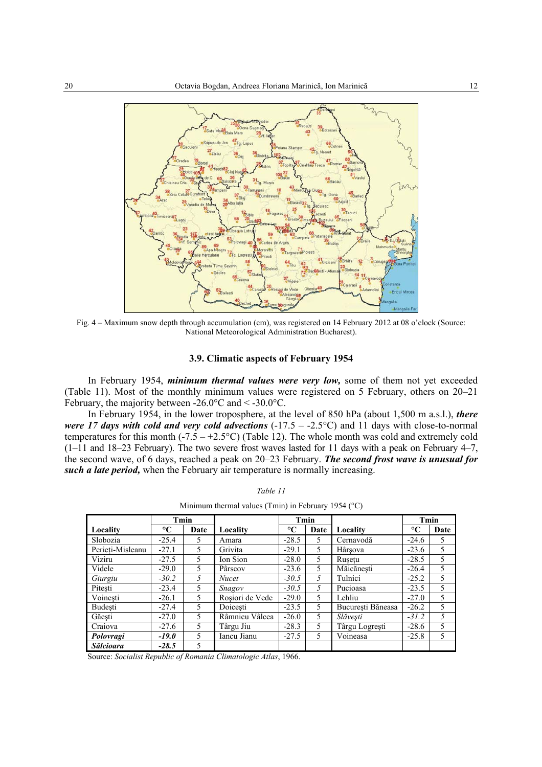Fig. 4 – Maximum snow depth through accumulation (cm), was registered on 14 February 2012 at 08 o'clock (Source: National Meteorological Administration Bucharest).

### 3.9. Climatic aspects of February 1954

In February 1954, ***minimum thermal values were very low,*** some of them not yet exceeded (Table 11). Most of the monthly minimum values were registered on 5 February, others on 20–21 February, the majority between -26.0°C and < -30.0°C.

In February 1954, in the lower troposphere, at the level of 850 hPa (about 1,500 m a.s.l.), ***there were 17 days with cold and very cold advections*** (-17.5 – -2.5°C) and 11 days with close-to-normal temperatures for this month (-7.5 – +2.5°C) (Table 12). The whole month was cold and extremely cold (1–11 and 18–23 February). The two severe frost waves lasted for 11 days with a peak on February 4–7, the second wave, of 6 days, reached a peak on 20–23 February. ***The second frost wave is unusual for such a late period,*** when the February air temperature is normally increasing.

*Table 11*

Minimum thermal values (Tmin) in February 1954 (°C)

| | Tmin | | | Tmin | | | Tmin | |
|---|---|---|---|---|---|---|---|---|
| **Locality** | **°C** | **Date** | **Locality** | **°C** | **Date** | **Locality** | **°C** | **Date** |
| Slobozia | -25.4 | 5 | Amara | -28.5 | 5 | Cernavodă | -24.6 | 5 |
| Perieţi-Misleanu | -27.1 | 5 | Griviţa | -29.1 | 5 | Hârşova | -23.6 | 5 |
| Viziru | -27.5 | 5 | Ion Sion | -28.0 | 5 | Ruşeţu | -28.5 | 5 |
| Videle | -29.0 | 5 | Pârscov | -23.6 | 5 | Măicăneşti | -26.4 | 5 |
| *Giurgiu* | *-30.2* | *5* | *Nucet* | *-30.5* | *5* | Tulnici | -25.2 | 5 |
| Piteşti | -23.4 | 5 | *Snagov* | *-30.5* | *5* | Pucioasa | -23.5 | 5 |
| Voineşti | -26.1 | 5 | Roşiori de Vede | -29.0 | 5 | Lehliu | -27.0 | 5 |
| Budeşti | -27.4 | 5 | Doiceşti | -23.5 | 5 | Bucureşti Băneasa | -26.2 | 5 |
| Găeşti | -27.0 | 5 | Râmnicu Vâlcea | -26.0 | 5 | *Slăveşti* | *-31.2* | *5* |
| Craiova | -27.6 | 5 | Târgu Jiu | -28.3 | 5 | Târgu Logreşti | -28.6 | 5 |
| ***Polovragi*** | ***-19.0*** | 5 | Iancu Jianu | -27.5 | 5 | Voineasa | -25.8 | 5 |
| ***Sălcioara*** | ***-28.5*** | 5 | | | | | | |

Source: *Socialist Republic of Romania Climatologic Atlas*, 1966.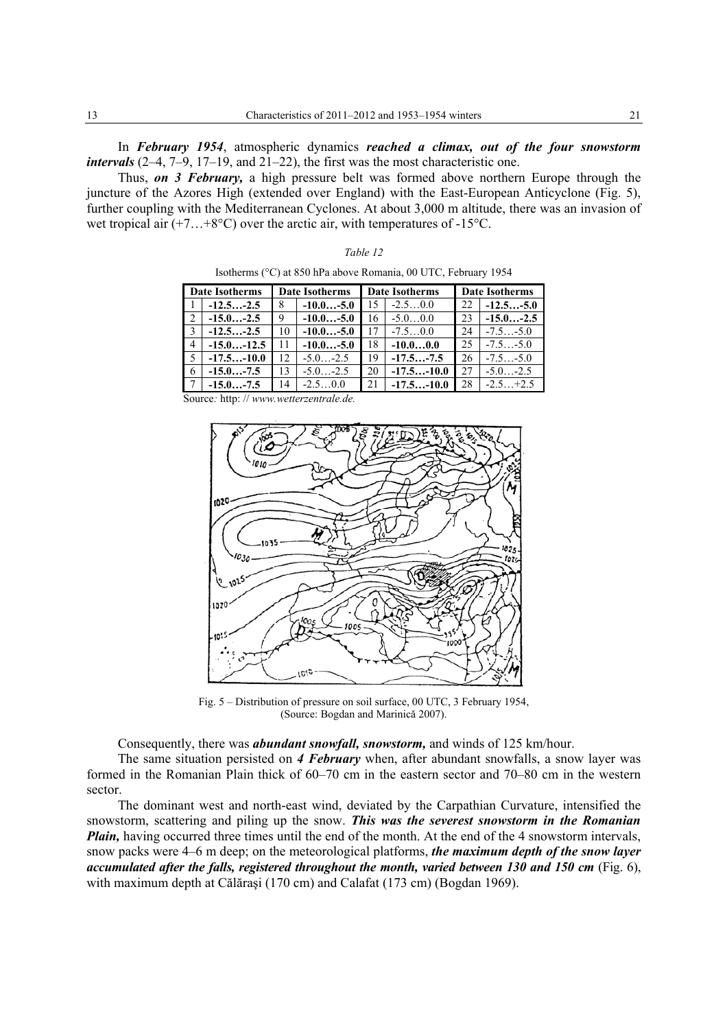In ***February 1954***, atmospheric dynamics ***reached a climax, out of the four snowstorm intervals*** (2–4, 7–9, 17–19, and 21–22), the first was the most characteristic one.

Thus, ***on 3 February,*** a high pressure belt was formed above northern Europe through the juncture of the Azores High (extended over England) with the East-European Anticyclone (Fig. 5), further coupling with the Mediterranean Cyclones. At about 3,000 m altitude, there was an invasion of wet tropical air (+7…+8°C) over the arctic air, with temperatures of -15°C.

*Table 12*

Isotherms (°C) at 850 hPa above Romania, 00 UTC, February 1954

| Date | Isotherms | Date | Isotherms | Date | Isotherms | Date | Isotherms |
|---|---|---|---|---|---|---|---|
| 1 | **-12.5…-2.5** | 8 | **-10.0…-5.0** | 15 | -2.5…0.0 | 22 | **-12.5…-5.0** |
| 2 | **-15.0…-2.5** | 9 | **-10.0…-5.0** | 16 | -5.0…0.0 | 23 | **-15.0…-2.5** |
| 3 | **-12.5…-2.5** | 10 | **-10.0…-5.0** | 17 | -7.5…0.0 | 24 | -7.5…-5.0 |
| 4 | **-15.0…-12.5** | 11 | **-10.0…-5.0** | 18 | **-10.0…0.0** | 25 | -7.5…-5.0 |
| 5 | **-17.5…-10.0** | 12 | -5.0…-2.5 | 19 | **-17.5…-7.5** | 26 | -7.5…-5.0 |
| 6 | **-15.0…-7.5** | 13 | -5.0…-2.5 | 20 | **-17.5…-10.0** | 27 | -5.0…-2.5 |
| 7 | **-15.0…-7.5** | 14 | -2.5…0.0 | 21 | **-17.5…-10.0** | 28 | -2.5…+2.5 |

Source*:* http: // *www.wetterzentrale.de.*

Fig. 5 – Distribution of pressure on soil surface, 00 UTC, 3 February 1954, (Source: Bogdan and Marinică 2007).

Consequently, there was ***abundant snowfall, snowstorm,*** and winds of 125 km/hour.

The same situation persisted on ***4 February*** when, after abundant snowfalls, a snow layer was formed in the Romanian Plain thick of 60–70 cm in the eastern sector and 70–80 cm in the western sector.

The dominant west and north-east wind, deviated by the Carpathian Curvature, intensified the snowstorm, scattering and piling up the snow. ***This was the severest snowstorm in the Romanian Plain,*** having occurred three times until the end of the month. At the end of the 4 snowstorm intervals, snow packs were 4–6 m deep; on the meteorological platforms, ***the maximum depth of the snow layer accumulated after the falls, registered throughout the month, varied between 130 and 150 cm*** (Fig. 6), with maximum depth at Călăraşi (170 cm) and Calafat (173 cm) (Bogdan 1969).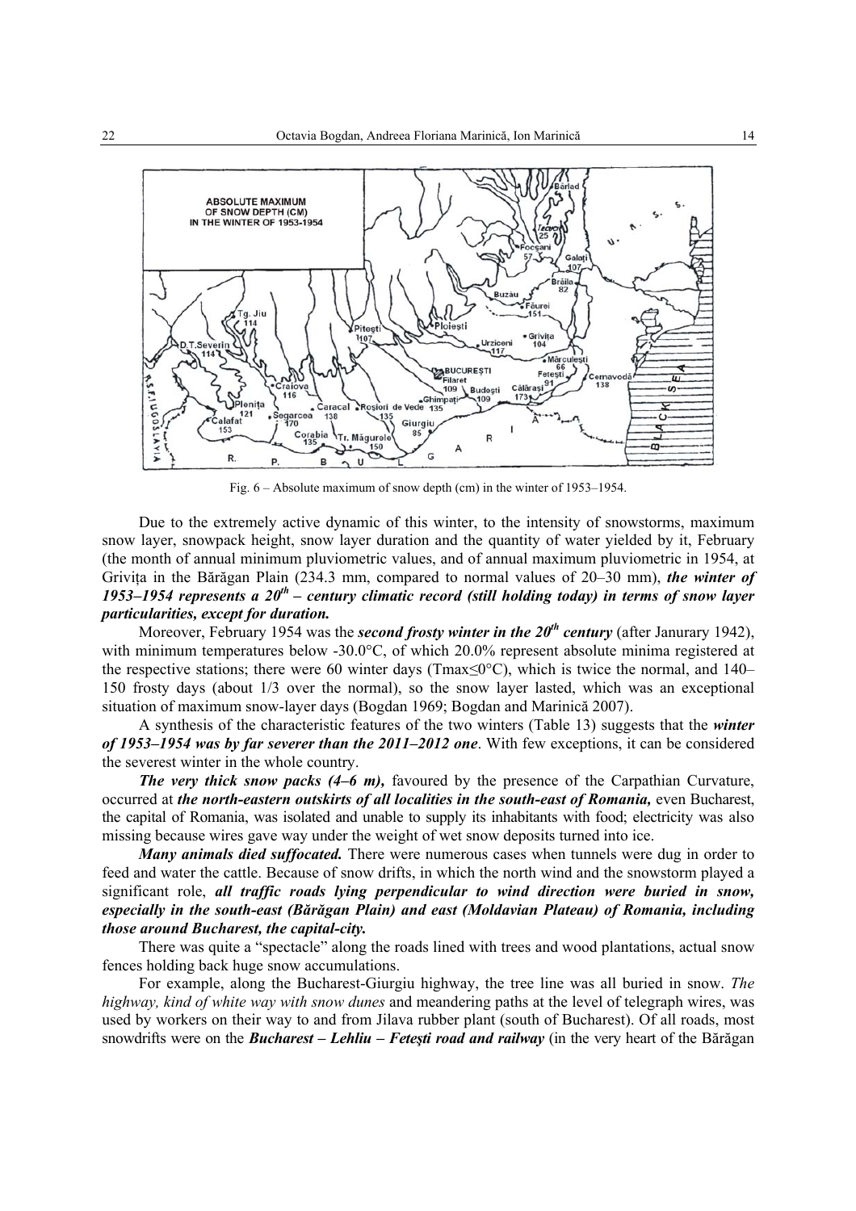Fig. 6 – Absolute maximum of snow depth (cm) in the winter of 1953–1954.

Due to the extremely active dynamic of this winter, to the intensity of snowstorms, maximum snow layer, snowpack height, snow layer duration and the quantity of water yielded by it, February (the month of annual minimum pluviometric values, and of annual maximum pluviometric in 1954, at Grivița in the Bărăgan Plain (234.3 mm, compared to normal values of 20–30 mm), ***the winter of 1953–1954 represents a 20th – century climatic record (still holding today) in terms of snow layer particularities, except for duration.***

Moreover, February 1954 was the ***second frosty winter in the 20th century*** (after Janurary 1942), with minimum temperatures below -30.0°C, of which 20.0% represent absolute minima registered at the respective stations; there were 60 winter days (Tmax≤0°C), which is twice the normal, and 140–150 frosty days (about 1/3 over the normal), so the snow layer lasted, which was an exceptional situation of maximum snow-layer days (Bogdan 1969; Bogdan and Marinică 2007).

A synthesis of the characteristic features of the two winters (Table 13) suggests that the ***winter of 1953–1954 was by far severer than the 2011–2012 one***. With few exceptions, it can be considered the severest winter in the whole country.

***The very thick snow packs (4–6 m),*** favoured by the presence of the Carpathian Curvature, occurred at ***the north-eastern outskirts of all localities in the south-east of Romania,*** even Bucharest, the capital of Romania, was isolated and unable to supply its inhabitants with food; electricity was also missing because wires gave way under the weight of wet snow deposits turned into ice.

***Many animals died suffocated.*** There were numerous cases when tunnels were dug in order to feed and water the cattle. Because of snow drifts, in which the north wind and the snowstorm played a significant role, ***all traffic roads lying perpendicular to wind direction were buried in snow, especially in the south-east (Bărăgan Plain) and east (Moldavian Plateau) of Romania, including those around Bucharest, the capital-city.***

There was quite a "spectacle" along the roads lined with trees and wood plantations, actual snow fences holding back huge snow accumulations.

For example, along the Bucharest-Giurgiu highway, the tree line was all buried in snow. *The highway, kind of white way with snow dunes* and meandering paths at the level of telegraph wires, was used by workers on their way to and from Jilava rubber plant (south of Bucharest). Of all roads, most snowdrifts were on the ***Bucharest – Lehliu – Fetești road and railway*** (in the very heart of the Bărăgan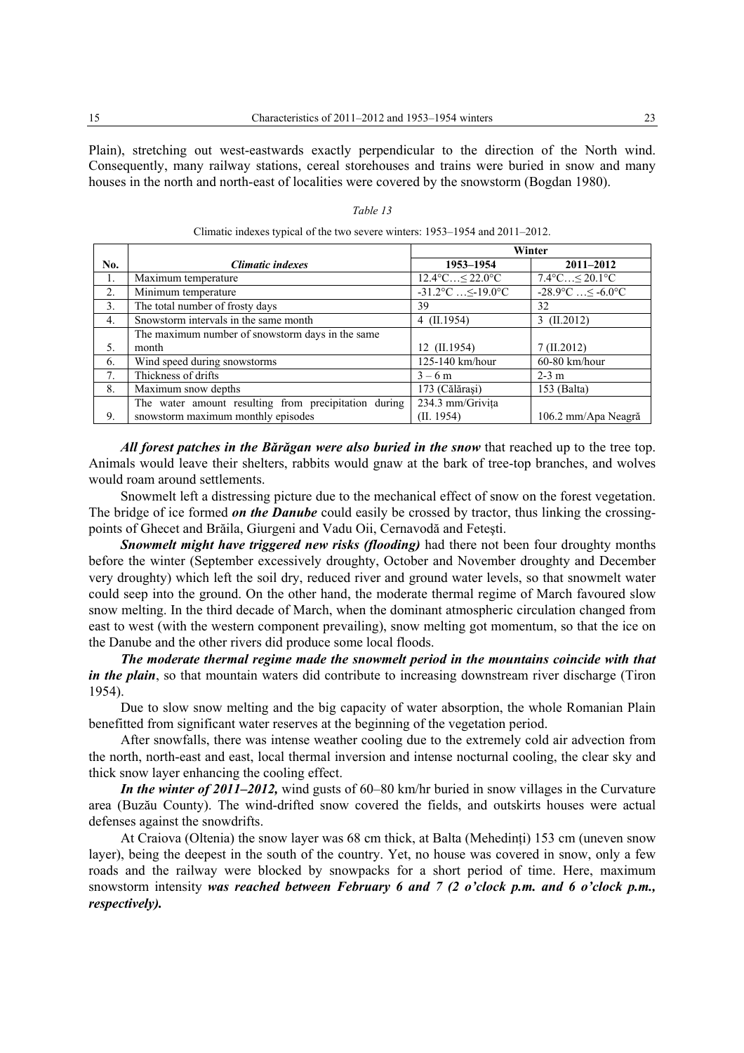Plain), stretching out west-eastwards exactly perpendicular to the direction of the North wind. Consequently, many railway stations, cereal storehouses and trains were buried in snow and many houses in the north and north-east of localities were covered by the snowstorm (Bogdan 1980).

*Table 13*

Climatic indexes typical of the two severe winters: 1953–1954 and 2011–2012.

| No. | *Climatic indexes* | Winter | |
|---|---|---|---|
| | | 1953–1954 | 2011–2012 |
| 1. | Maximum temperature | 12.4°C…≤ 22.0°C | 7.4°C…≤ 20.1°C |
| 2. | Minimum temperature | -31.2°C …≤-19.0°C | -28.9°C …≤ -6.0°C |
| 3. | The total number of frosty days | 39 | 32 |
| 4. | Snowstorm intervals in the same month | 4 (II.1954) | 3 (II.2012) |
| 5. | The maximum number of snowstorm days in the same month | 12 (II.1954) | 7 (II.2012) |
| 6. | Wind speed during snowstorms | 125-140 km/hour | 60-80 km/hour |
| 7. | Thickness of drifts | 3 – 6 m | 2-3 m |
| 8. | Maximum snow depths | 173 (Călăraşi) | 153 (Balta) |
| 9. | The water amount resulting from precipitation during snowstorm maximum monthly episodes | 234.3 mm/Griviţa (II. 1954) | 106.2 mm/Apa Neagră |

***All forest patches in the Bărăgan were also buried in the snow*** that reached up to the tree top. Animals would leave their shelters, rabbits would gnaw at the bark of tree-top branches, and wolves would roam around settlements.

Snowmelt left a distressing picture due to the mechanical effect of snow on the forest vegetation. The bridge of ice formed ***on the Danube*** could easily be crossed by tractor, thus linking the crossing-points of Ghecet and Brăila, Giurgeni and Vadu Oii, Cernavodă and Feteşti.

***Snowmelt might have triggered new risks (flooding)*** had there not been four droughty months before the winter (September excessively droughty, October and November droughty and December very droughty) which left the soil dry, reduced river and ground water levels, so that snowmelt water could seep into the ground. On the other hand, the moderate thermal regime of March favoured slow snow melting. In the third decade of March, when the dominant atmospheric circulation changed from east to west (with the western component prevailing), snow melting got momentum, so that the ice on the Danube and the other rivers did produce some local floods.

***The moderate thermal regime made the snowmelt period in the mountains coincide with that in the plain***, so that mountain waters did contribute to increasing downstream river discharge (Tiron 1954).

Due to slow snow melting and the big capacity of water absorption, the whole Romanian Plain benefitted from significant water reserves at the beginning of the vegetation period.

After snowfalls, there was intense weather cooling due to the extremely cold air advection from the north, north-east and east, local thermal inversion and intense nocturnal cooling, the clear sky and thick snow layer enhancing the cooling effect.

***In the winter of 2011–2012,*** wind gusts of 60–80 km/hr buried in snow villages in the Curvature area (Buzău County). The wind-drifted snow covered the fields, and outskirts houses were actual defenses against the snowdrifts.

At Craiova (Oltenia) the snow layer was 68 cm thick, at Balta (Mehedinţi) 153 cm (uneven snow layer), being the deepest in the south of the country. Yet, no house was covered in snow, only a few roads and the railway were blocked by snowpacks for a short period of time. Here, maximum snowstorm intensity ***was reached between February 6 and 7 (2 o'clock p.m. and 6 o'clock p.m., respectively).***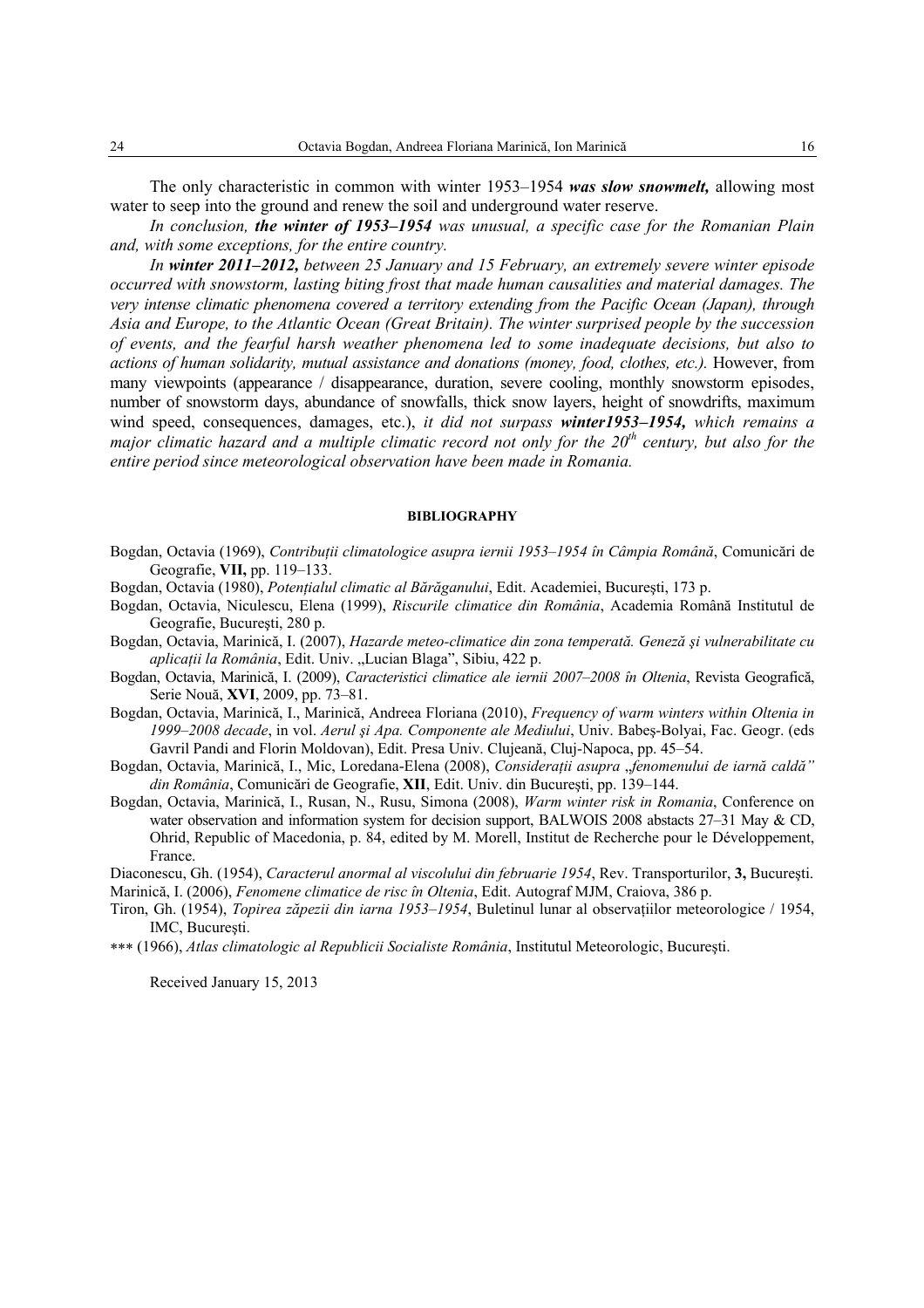The only characteristic in common with winter 1953–1954 ***was slow snowmelt,*** allowing most water to seep into the ground and renew the soil and underground water reserve.

*In conclusion,* ***the winter of 1953–1954*** *was unusual, a specific case for the Romanian Plain and, with some exceptions, for the entire country.*

*In* ***winter 2011–2012,*** *between 25 January and 15 February, an extremely severe winter episode occurred with snowstorm, lasting biting frost that made human causalities and material damages. The very intense climatic phenomena covered a territory extending from the Pacific Ocean (Japan), through Asia and Europe, to the Atlantic Ocean (Great Britain). The winter surprised people by the succession of events, and the fearful harsh weather phenomena led to some inadequate decisions, but also to actions of human solidarity, mutual assistance and donations (money, food, clothes, etc.).* However, from many viewpoints (appearance / disappearance, duration, severe cooling, monthly snowstorm episodes, number of snowstorm days, abundance of snowfalls, thick snow layers, height of snowdrifts, maximum wind speed, consequences, damages, etc.), *it did not surpass* ***winter1953–1954,*** *which remains a major climatic hazard and a multiple climatic record not only for the 20th century, but also for the entire period since meteorological observation have been made in Romania.*

## BIBLIOGRAPHY

Bogdan, Octavia (1969), *Contribuţii climatologice asupra iernii 1953–1954 în Câmpia Română*, Comunicări de Geografie, **VII,** pp. 119–133.

Bogdan, Octavia (1980), *Potenţialul climatic al Bărăganului*, Edit. Academiei, Bucureşti, 173 p.

Bogdan, Octavia, Niculescu, Elena (1999), *Riscurile climatice din România*, Academia Română Institutul de Geografie, Bucureşti, 280 p.

Bogdan, Octavia, Marinică, I. (2007), *Hazarde meteo-climatice din zona temperată. Geneză şi vulnerabilitate cu aplicaţii la România*, Edit. Univ. „Lucian Blaga", Sibiu, 422 p.

Bogdan, Octavia, Marinică, I. (2009), *Caracteristici climatice ale iernii 2007–2008 în Oltenia*, Revista Geografică, Serie Nouă, **XVI**, 2009, pp. 73–81.

Bogdan, Octavia, Marinică, I., Marinică, Andreea Floriana (2010), *Frequency of warm winters within Oltenia in 1999–2008 decade*, in vol. *Aerul şi Apa. Componente ale Mediului*, Univ. Babeş-Bolyai, Fac. Geogr. (eds Gavril Pandi and Florin Moldovan), Edit. Presa Univ. Clujeană, Cluj-Napoca, pp. 45–54.

Bogdan, Octavia, Marinică, I., Mic, Loredana-Elena (2008), *Consideraţii asupra „fenomenului de iarnă caldă" din România*, Comunicări de Geografie, **XII**, Edit. Univ. din Bucureşti, pp. 139–144.

Bogdan, Octavia, Marinică, I., Rusan, N., Rusu, Simona (2008), *Warm winter risk in Romania*, Conference on water observation and information system for decision support, BALWOIS 2008 abstacts 27–31 May & CD, Ohrid, Republic of Macedonia, p. 84, edited by M. Morell, Institut de Recherche pour le Développement, France.

Diaconescu, Gh. (1954), *Caracterul anormal al viscolului din februarie 1954*, Rev. Transporturilor, **3,** Bucureşti.

Marinică, I. (2006), *Fenomene climatice de risc în Oltenia*, Edit. Autograf MJM, Craiova, 386 p.

Tiron, Gh. (1954), *Topirea zăpezii din iarna 1953–1954*, Buletinul lunar al observaţiilor meteorologice / 1954, IMC, Bucureşti.

∗∗∗ (1966), *Atlas climatologic al Republicii Socialiste România*, Institutul Meteorologic, Bucureşti.

Received January 15, 2013